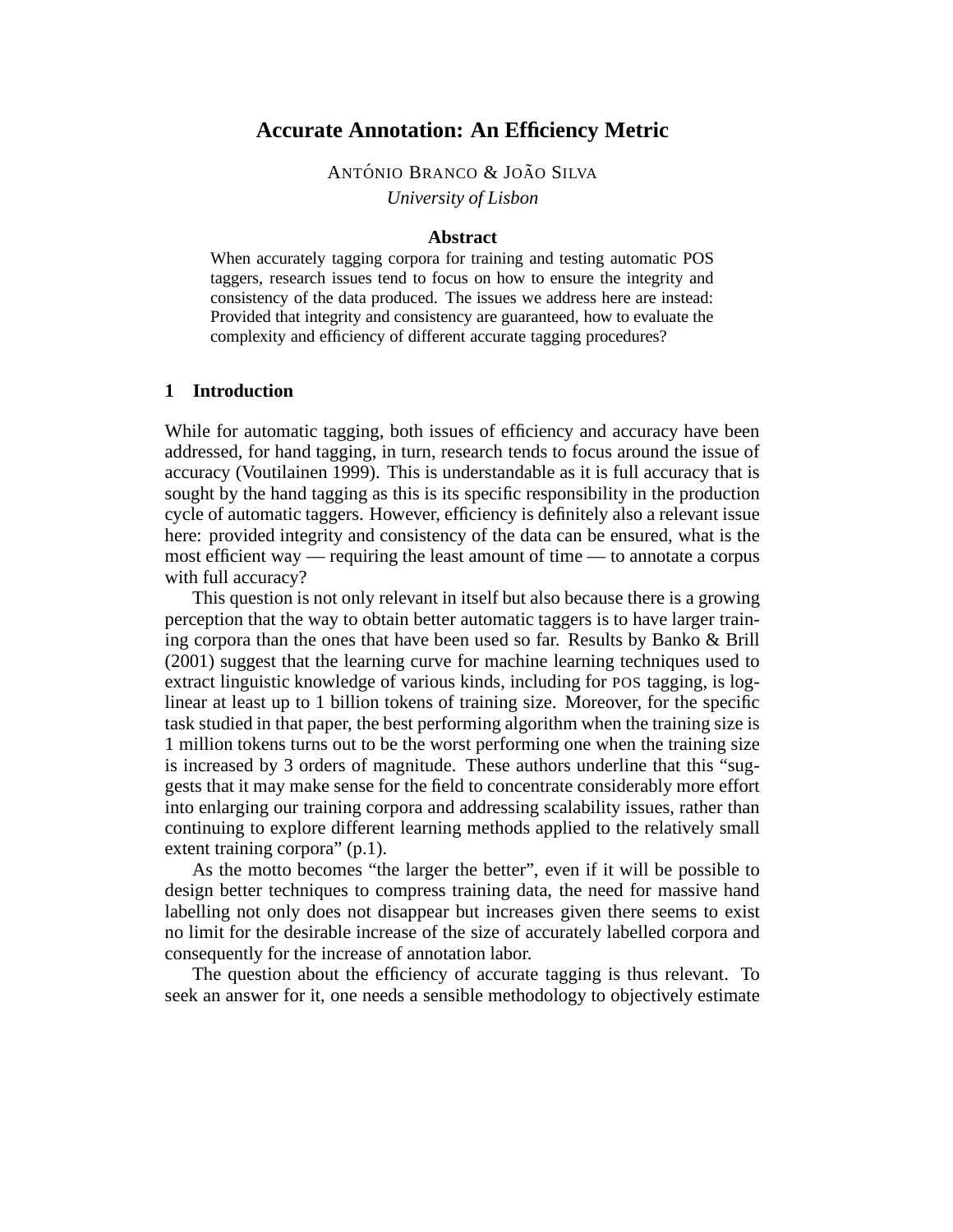# Accurate Annotation: An Efficiency Metric

ANTÓNIO BRANCO & JOÃO SILVA

*University of Lisbon*

### Abstract

When accurately tagging corpora for training and testing automatic POS taggers, research issues tend to focus on how to ensure the integrity and consistency of the data produced. The issues we address here are instead: Provided that integrity and consistency are guaranteed, how to evaluate the complexity and efficiency of different accurate tagging procedures?

## 1 Introduction

While for automatic tagging, both issues of efficiency and accuracy have been addressed, for hand tagging, in turn, research tends to focus around the issue of accuracy (Voutilainen 1999). This is understandable as it is full accuracy that is sought by the hand tagging as this is its specific responsibility in the production cycle of automatic taggers. However, efficiency is definitely also a relevant issue here: provided integrity and consistency of the data can be ensured, what is the most efficient way — requiring the least amount of time — to annotate a corpus with full accuracy?

This question is not only relevant in itself but also because there is a growing perception that the way to obtain better automatic taggers is to have larger training corpora than the ones that have been used so far. Results by Banko & Brill (2001) suggest that the learning curve for machine learning techniques used to extract linguistic knowledge of various kinds, including for POS tagging, is log-linear at least up to 1 billion tokens of training size. Moreover, for the specific task studied in that paper, the best performing algorithm when the training size is 1 million tokens turns out to be the worst performing one when the training size is increased by 3 orders of magnitude. These authors underline that this "suggests that it may make sense for the field to concentrate considerably more effort into enlarging our training corpora and addressing scalability issues, rather than continuing to explore different learning methods applied to the relatively small extent training corpora" (p.1).

As the motto becomes "the larger the better", even if it will be possible to design better techniques to compress training data, the need for massive hand labelling not only does not disappear but increases given there seems to exist no limit for the desirable increase of the size of accurately labelled corpora and consequently for the increase of annotation labor.

The question about the efficiency of accurate tagging is thus relevant. To seek an answer for it, one needs a sensible methodology to objectively estimate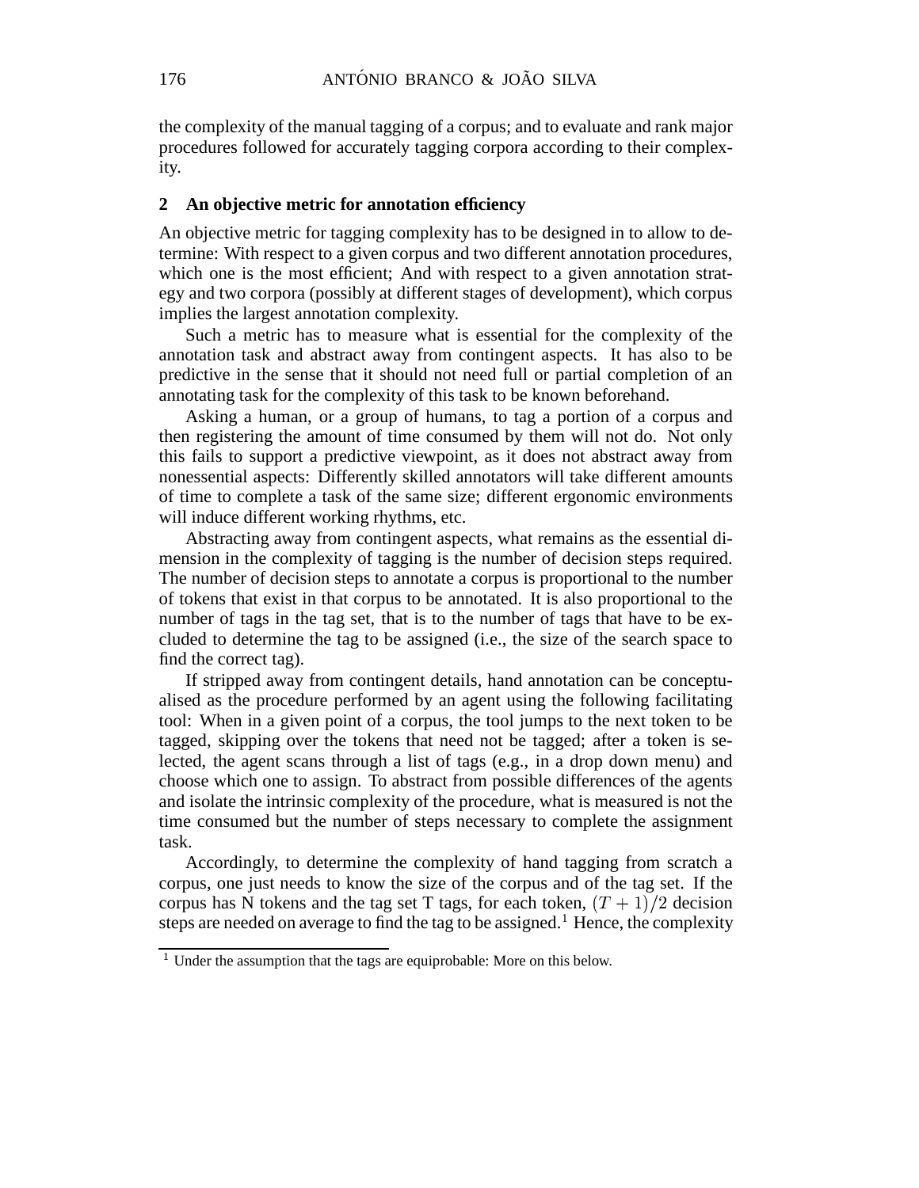the complexity of the manual tagging of a corpus; and to evaluate and rank major procedures followed for accurately tagging corpora according to their complexity.

## 2 An objective metric for annotation efficiency

An objective metric for tagging complexity has to be designed in to allow to determine: With respect to a given corpus and two different annotation procedures, which one is the most efficient; And with respect to a given annotation strategy and two corpora (possibly at different stages of development), which corpus implies the largest annotation complexity.

Such a metric has to measure what is essential for the complexity of the annotation task and abstract away from contingent aspects. It has also to be predictive in the sense that it should not need full or partial completion of an annotating task for the complexity of this task to be known beforehand.

Asking a human, or a group of humans, to tag a portion of a corpus and then registering the amount of time consumed by them will not do. Not only this fails to support a predictive viewpoint, as it does not abstract away from nonessential aspects: Differently skilled annotators will take different amounts of time to complete a task of the same size; different ergonomic environments will induce different working rhythms, etc.

Abstracting away from contingent aspects, what remains as the essential dimension in the complexity of tagging is the number of decision steps required. The number of decision steps to annotate a corpus is proportional to the number of tokens that exist in that corpus to be annotated. It is also proportional to the number of tags in the tag set, that is to the number of tags that have to be excluded to determine the tag to be assigned (i.e., the size of the search space to find the correct tag).

If stripped away from contingent details, hand annotation can be conceptualised as the procedure performed by an agent using the following facilitating tool: When in a given point of a corpus, the tool jumps to the next token to be tagged, skipping over the tokens that need not be tagged; after a token is selected, the agent scans through a list of tags (e.g., in a drop down menu) and choose which one to assign. To abstract from possible differences of the agents and isolate the intrinsic complexity of the procedure, what is measured is not the time consumed but the number of steps necessary to complete the assignment task.

Accordingly, to determine the complexity of hand tagging from scratch a corpus, one just needs to know the size of the corpus and of the tag set. If the corpus has N tokens and the tag set T tags, for each token, $(T+1)/2$ decision steps are needed on average to find the tag to be assigned.[1] Hence, the complexity

[1] Under the assumption that the tags are equiprobable: More on this below.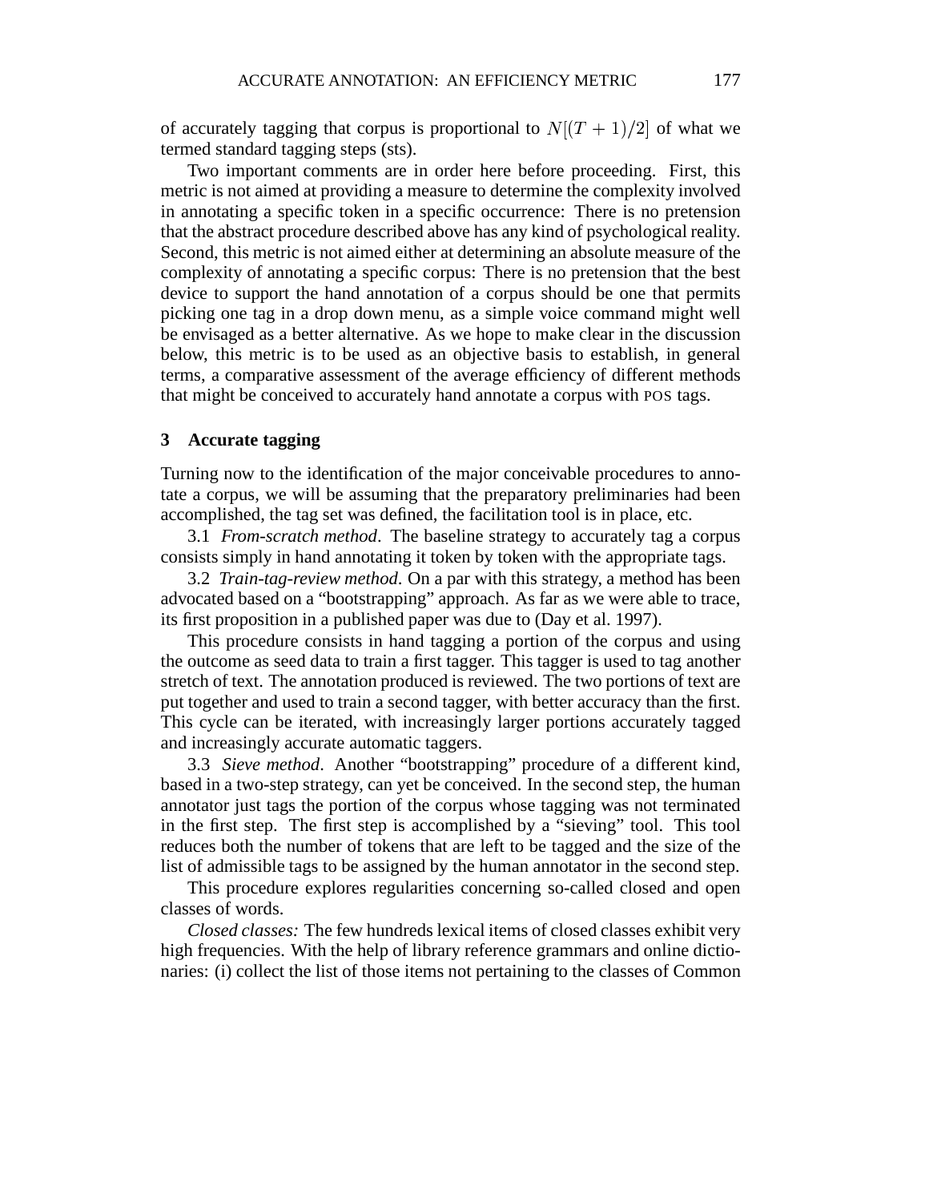of accurately tagging that corpus is proportional to $N[(T+1)/2]$ of what we termed standard tagging steps (sts).

Two important comments are in order here before proceeding. First, this metric is not aimed at providing a measure to determine the complexity involved in annotating a specific token in a specific occurrence: There is no pretension that the abstract procedure described above has any kind of psychological reality. Second, this metric is not aimed either at determining an absolute measure of the complexity of annotating a specific corpus: There is no pretension that the best device to support the hand annotation of a corpus should be one that permits picking one tag in a drop down menu, as a simple voice command might well be envisaged as a better alternative. As we hope to make clear in the discussion below, this metric is to be used as an objective basis to establish, in general terms, a comparative assessment of the average efficiency of different methods that might be conceived to accurately hand annotate a corpus with POS tags.

## 3 Accurate tagging

Turning now to the identification of the major conceivable procedures to annotate a corpus, we will be assuming that the preparatory preliminaries had been accomplished, the tag set was defined, the facilitation tool is in place, etc.

3.1 *From-scratch method*. The baseline strategy to accurately tag a corpus consists simply in hand annotating it token by token with the appropriate tags.

3.2 *Train-tag-review method*. On a par with this strategy, a method has been advocated based on a "bootstrapping" approach. As far as we were able to trace, its first proposition in a published paper was due to (Day et al. 1997).

This procedure consists in hand tagging a portion of the corpus and using the outcome as seed data to train a first tagger. This tagger is used to tag another stretch of text. The annotation produced is reviewed. The two portions of text are put together and used to train a second tagger, with better accuracy than the first. This cycle can be iterated, with increasingly larger portions accurately tagged and increasingly accurate automatic taggers.

3.3 *Sieve method*. Another "bootstrapping" procedure of a different kind, based in a two-step strategy, can yet be conceived. In the second step, the human annotator just tags the portion of the corpus whose tagging was not terminated in the first step. The first step is accomplished by a "sieving" tool. This tool reduces both the number of tokens that are left to be tagged and the size of the list of admissible tags to be assigned by the human annotator in the second step.

This procedure explores regularities concerning so-called closed and open classes of words.

*Closed classes:* The few hundreds lexical items of closed classes exhibit very high frequencies. With the help of library reference grammars and online dictionaries: (i) collect the list of those items not pertaining to the classes of Common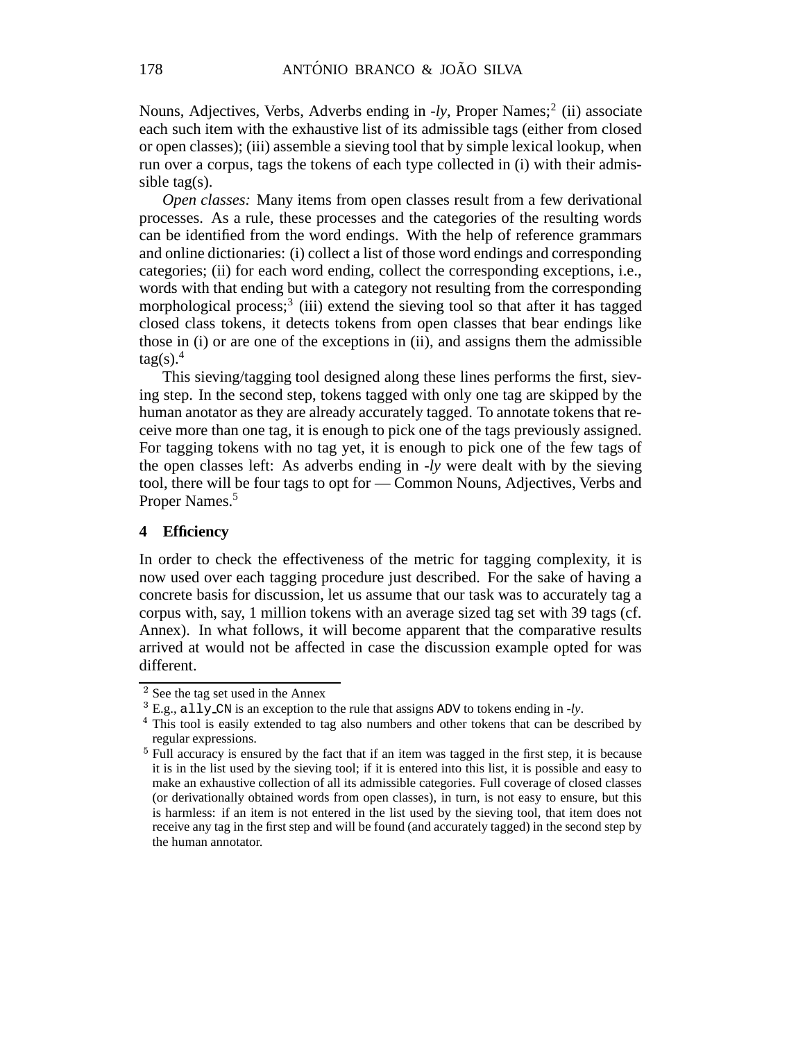Nouns, Adjectives, Verbs, Adverbs ending in *-ly*, Proper Names;[2] (ii) associate each such item with the exhaustive list of its admissible tags (either from closed or open classes); (iii) assemble a sieving tool that by simple lexical lookup, when run over a corpus, tags the tokens of each type collected in (i) with their admissible tag(s).

*Open classes:* Many items from open classes result from a few derivational processes. As a rule, these processes and the categories of the resulting words can be identified from the word endings. With the help of reference grammars and online dictionaries: (i) collect a list of those word endings and corresponding categories; (ii) for each word ending, collect the corresponding exceptions, i.e., words with that ending but with a category not resulting from the corresponding morphological process;[3] (iii) extend the sieving tool so that after it has tagged closed class tokens, it detects tokens from open classes that bear endings like those in (i) or are one of the exceptions in (ii), and assigns them the admissible tag(s).[4]

This sieving/tagging tool designed along these lines performs the first, sieving step. In the second step, tokens tagged with only one tag are skipped by the human anotator as they are already accurately tagged. To annotate tokens that receive more than one tag, it is enough to pick one of the tags previously assigned. For tagging tokens with no tag yet, it is enough to pick one of the few tags of the open classes left: As adverbs ending in *-ly* were dealt with by the sieving tool, there will be four tags to opt for — Common Nouns, Adjectives, Verbs and Proper Names.[5]

## 4 Efficiency

In order to check the effectiveness of the metric for tagging complexity, it is now used over each tagging procedure just described. For the sake of having a concrete basis for discussion, let us assume that our task was to accurately tag a corpus with, say, 1 million tokens with an average sized tag set with 39 tags (cf. Annex). In what follows, it will become apparent that the comparative results arrived at would not be affected in case the discussion example opted for was different.

---

[2] See the tag set used in the Annex

[3] E.g., `ally_CN` is an exception to the rule that assigns `ADV` to tokens ending in *-ly*.

[4] This tool is easily extended to tag also numbers and other tokens that can be described by regular expressions.

[5] Full accuracy is ensured by the fact that if an item was tagged in the first step, it is because it is in the list used by the sieving tool; if it is entered into this list, it is possible and easy to make an exhaustive collection of all its admissible categories. Full coverage of closed classes (or derivationally obtained words from open classes), in turn, is not easy to ensure, but this is harmless: if an item is not entered in the list used by the sieving tool, that item does not receive any tag in the first step and will be found (and accurately tagged) in the second step by the human annotator.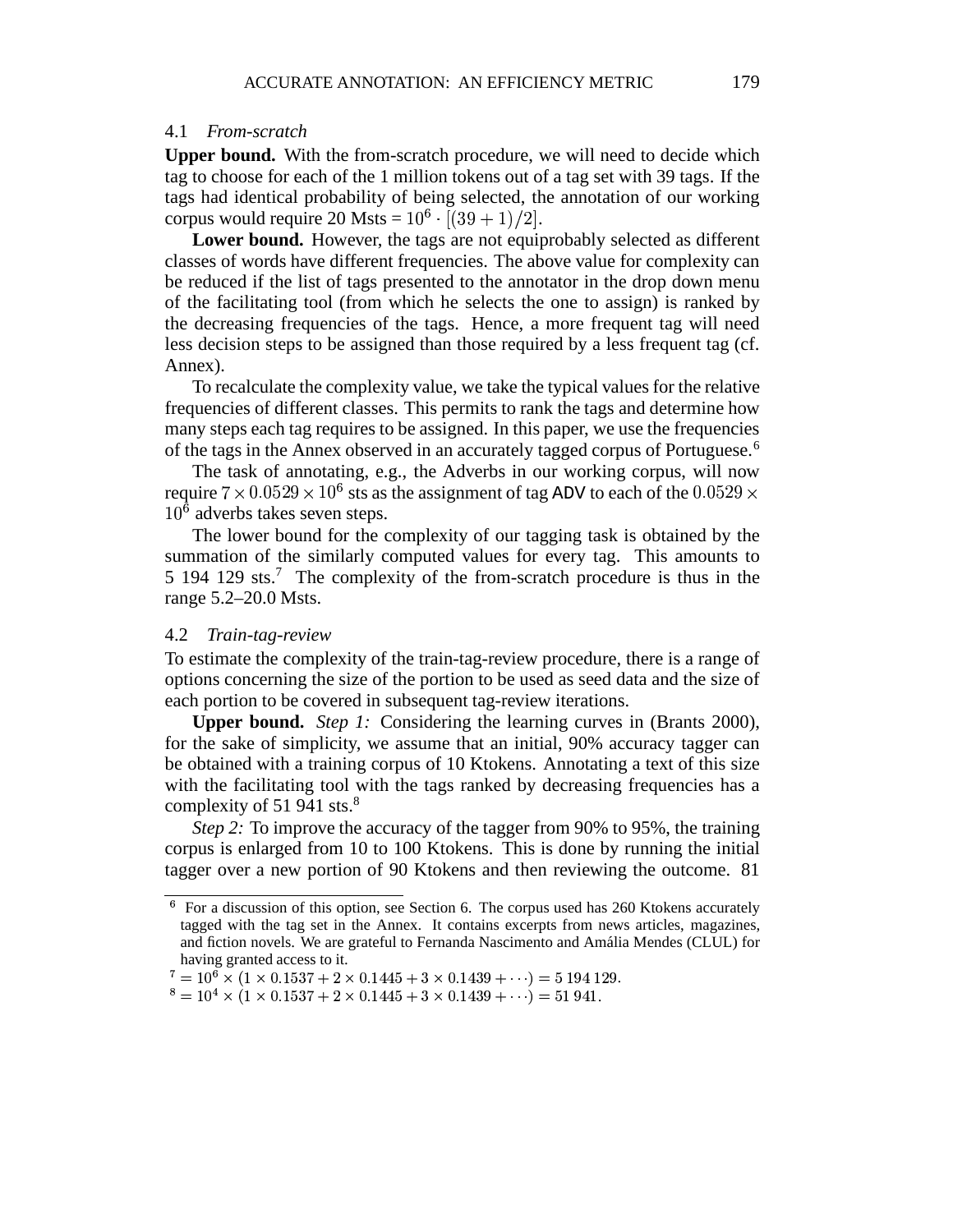### 4.1 *From-scratch*

**Upper bound.** With the from-scratch procedure, we will need to decide which tag to choose for each of the 1 million tokens out of a tag set with 39 tags. If the tags had identical probability of being selected, the annotation of our working corpus would require 20 Msts = $10^6 \cdot [(39+1)/2]$.

**Lower bound.** However, the tags are not equiprobably selected as different classes of words have different frequencies. The above value for complexity can be reduced if the list of tags presented to the annotator in the drop down menu of the facilitating tool (from which he selects the one to assign) is ranked by the decreasing frequencies of the tags. Hence, a more frequent tag will need less decision steps to be assigned than those required by a less frequent tag (cf. Annex).

To recalculate the complexity value, we take the typical values for the relative frequencies of different classes. This permits to rank the tags and determine how many steps each tag requires to be assigned. In this paper, we use the frequencies of the tags in the Annex observed in an accurately tagged corpus of Portuguese.[6]

The task of annotating, e.g., the Adverbs in our working corpus, will now require $7 \times 0.0529 \times 10^6$ sts as the assignment of tag ADV to each of the $0.0529 \times 10^6$ adverbs takes seven steps.

The lower bound for the complexity of our tagging task is obtained by the summation of the similarly computed values for every tag. This amounts to 5 194 129 sts.[7] The complexity of the from-scratch procedure is thus in the range 5.2–20.0 Msts.

### 4.2 *Train-tag-review*

To estimate the complexity of the train-tag-review procedure, there is a range of options concerning the size of the portion to be used as seed data and the size of each portion to be covered in subsequent tag-review iterations.

**Upper bound.** *Step 1:* Considering the learning curves in (Brants 2000), for the sake of simplicity, we assume that an initial, 90% accuracy tagger can be obtained with a training corpus of 10 Ktokens. Annotating a text of this size with the facilitating tool with the tags ranked by decreasing frequencies has a complexity of 51 941 sts.[8]

*Step 2:* To improve the accuracy of the tagger from 90% to 95%, the training corpus is enlarged from 10 to 100 Ktokens. This is done by running the initial tagger over a new portion of 90 Ktokens and then reviewing the outcome. 81

---

[6] For a discussion of this option, see Section 6. The corpus used has 260 Ktokens accurately tagged with the tag set in the Annex. It contains excerpts from news articles, magazines, and fiction novels. We are grateful to Fernanda Nascimento and Amália Mendes (CLUL) for having granted access to it.

[7] $= 10^6 \times (1 \times 0.1537 + 2 \times 0.1445 + 3 \times 0.1439 + \cdots) = 5\,194\,129$.

[8] $= 10^4 \times (1 \times 0.1537 + 2 \times 0.1445 + 3 \times 0.1439 + \cdots) = 51\,941$.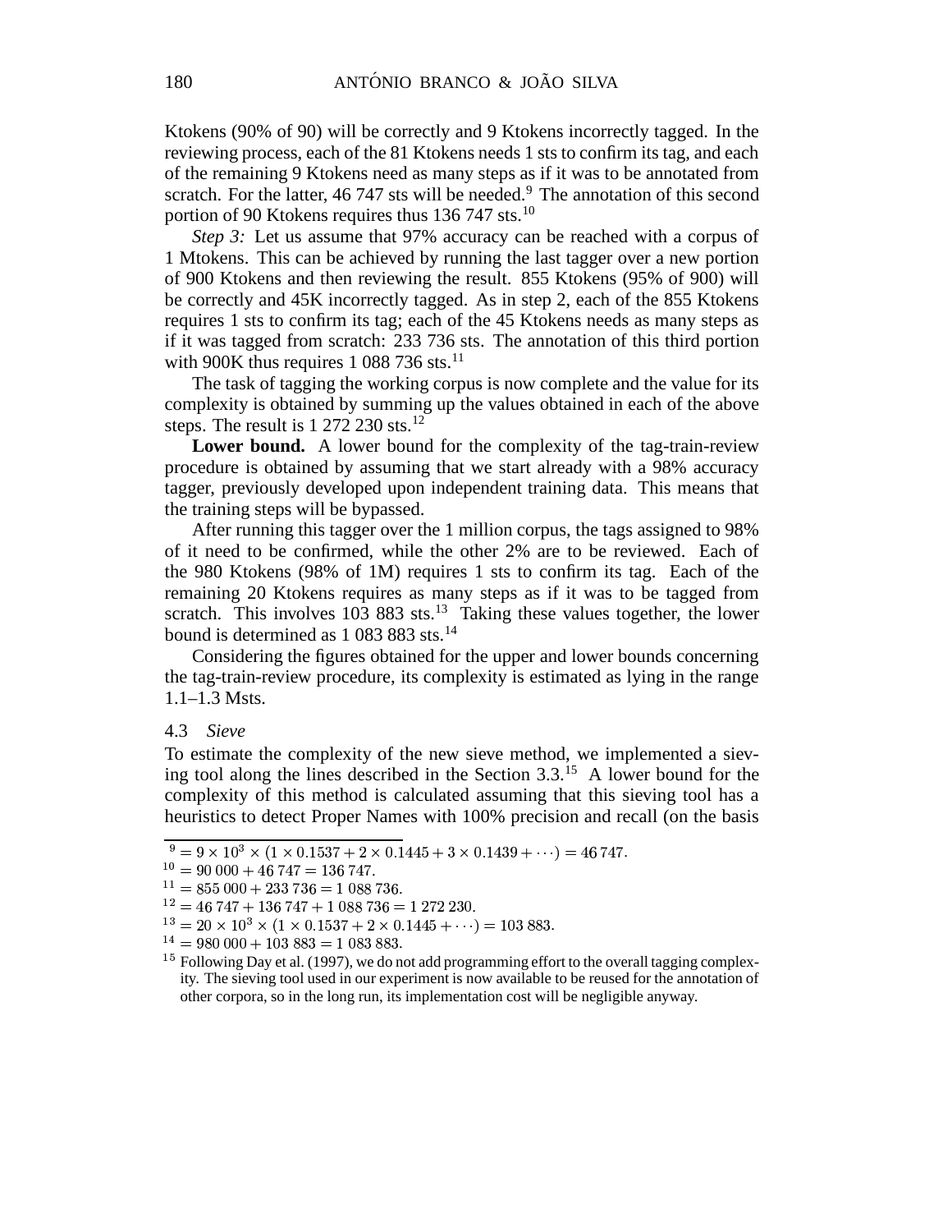Ktokens (90% of 90) will be correctly and 9 Ktokens incorrectly tagged. In the reviewing process, each of the 81 Ktokens needs 1 sts to confirm its tag, and each of the remaining 9 Ktokens need as many steps as if it was to be annotated from scratch. For the latter, 46 747 sts will be needed.[9] The annotation of this second portion of 90 Ktokens requires thus 136 747 sts.[10]

*Step 3:* Let us assume that 97% accuracy can be reached with a corpus of 1 Mtokens. This can be achieved by running the last tagger over a new portion of 900 Ktokens and then reviewing the result. 855 Ktokens (95% of 900) will be correctly and 45K incorrectly tagged. As in step 2, each of the 855 Ktokens requires 1 sts to confirm its tag; each of the 45 Ktokens needs as many steps as if it was tagged from scratch: 233 736 sts. The annotation of this third portion with 900K thus requires 1 088 736 sts.[11]

The task of tagging the working corpus is now complete and the value for its complexity is obtained by summing up the values obtained in each of the above steps. The result is 1 272 230 sts.[12]

**Lower bound.** A lower bound for the complexity of the tag-train-review procedure is obtained by assuming that we start already with a 98% accuracy tagger, previously developed upon independent training data. This means that the training steps will be bypassed.

After running this tagger over the 1 million corpus, the tags assigned to 98% of it need to be confirmed, while the other 2% are to be reviewed. Each of the 980 Ktokens (98% of 1M) requires 1 sts to confirm its tag. Each of the remaining 20 Ktokens requires as many steps as if it was to be tagged from scratch. This involves 103 883 sts.[13] Taking these values together, the lower bound is determined as 1 083 883 sts.[14]

Considering the figures obtained for the upper and lower bounds concerning the tag-train-review procedure, its complexity is estimated as lying in the range 1.1–1.3 Msts.

### 4.3 *Sieve*

To estimate the complexity of the new sieve method, we implemented a sieving tool along the lines described in the Section 3.3.[15] A lower bound for the complexity of this method is calculated assuming that this sieving tool has a heuristics to detect Proper Names with 100% precision and recall (on the basis

---

[9] $= 9 \times 10^3 \times (1 \times 0.1537 + 2 \times 0.1445 + 3 \times 0.1439 + \cdots) = 46\,747$.

[10] $= 90\,000 + 46\,747 = 136\,747$.

[11] $= 855\,000 + 233\,736 = 1\,088\,736$.

[12] $= 46\,747 + 136\,747 + 1\,088\,736 = 1\,272\,230$.

[13] $= 20 \times 10^3 \times (1 \times 0.1537 + 2 \times 0.1445 + \cdots) = 103\,883$.

[14] $= 980\,000 + 103\,883 = 1\,083\,883$.

[15] Following Day et al. (1997), we do not add programming effort to the overall tagging complexity. The sieving tool used in our experiment is now available to be reused for the annotation of other corpora, so in the long run, its implementation cost will be negligible anyway.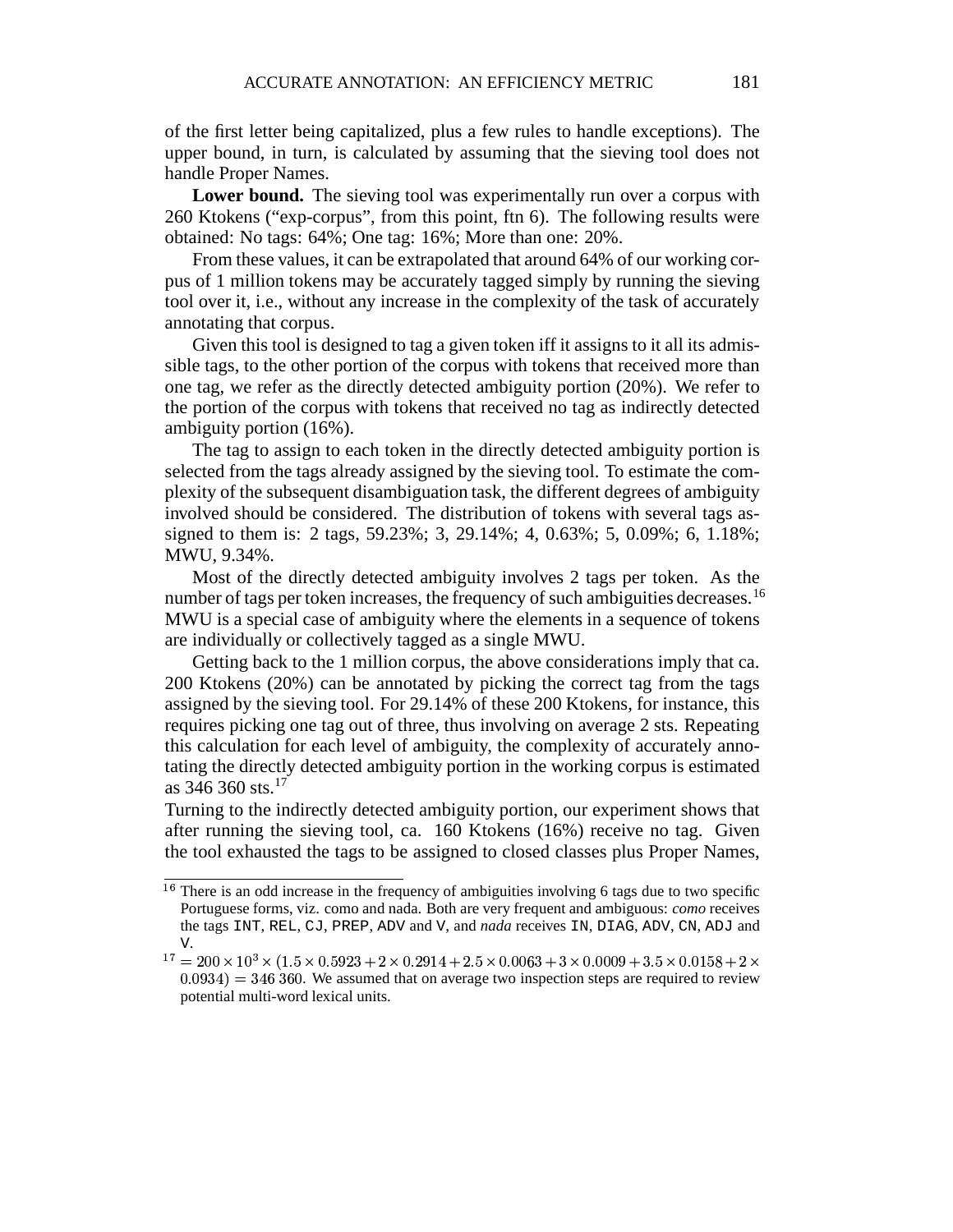of the first letter being capitalized, plus a few rules to handle exceptions). The upper bound, in turn, is calculated by assuming that the sieving tool does not handle Proper Names.

**Lower bound.** The sieving tool was experimentally run over a corpus with 260 Ktokens ("exp-corpus", from this point, ftn 6). The following results were obtained: No tags: 64%; One tag: 16%; More than one: 20%.

From these values, it can be extrapolated that around 64% of our working corpus of 1 million tokens may be accurately tagged simply by running the sieving tool over it, i.e., without any increase in the complexity of the task of accurately annotating that corpus.

Given this tool is designed to tag a given token iff it assigns to it all its admissible tags, to the other portion of the corpus with tokens that received more than one tag, we refer as the directly detected ambiguity portion (20%). We refer to the portion of the corpus with tokens that received no tag as indirectly detected ambiguity portion (16%).

The tag to assign to each token in the directly detected ambiguity portion is selected from the tags already assigned by the sieving tool. To estimate the complexity of the subsequent disambiguation task, the different degrees of ambiguity involved should be considered. The distribution of tokens with several tags assigned to them is: 2 tags, 59.23%; 3, 29.14%; 4, 0.63%; 5, 0.09%; 6, 1.18%; MWU, 9.34%.

Most of the directly detected ambiguity involves 2 tags per token. As the number of tags per token increases, the frequency of such ambiguities decreases.[16] MWU is a special case of ambiguity where the elements in a sequence of tokens are individually or collectively tagged as a single MWU.

Getting back to the 1 million corpus, the above considerations imply that ca. 200 Ktokens (20%) can be annotated by picking the correct tag from the tags assigned by the sieving tool. For 29.14% of these 200 Ktokens, for instance, this requires picking one tag out of three, thus involving on average 2 sts. Repeating this calculation for each level of ambiguity, the complexity of accurately annotating the directly detected ambiguity portion in the working corpus is estimated as 346 360 sts.[17]

Turning to the indirectly detected ambiguity portion, our experiment shows that after running the sieving tool, ca. 160 Ktokens (16%) receive no tag. Given the tool exhausted the tags to be assigned to closed classes plus Proper Names,

---

[16] There is an odd increase in the frequency of ambiguities involving 6 tags due to two specific Portuguese forms, viz. como and nada. Both are very frequent and ambiguous: *como* receives the tags `INT`, `REL`, `CJ`, `PREP`, `ADV` and `V`, and *nada* receives `IN`, `DIAG`, `ADV`, `CN`, `ADJ` and `V`.

[17] $= 200 \times 10^3 \times (1.5 \times 0.5923 + 2 \times 0.2914 + 2.5 \times 0.0063 + 3 \times 0.0009 + 3.5 \times 0.0158 + 2 \times 0.0934) = 346\,360$. We assumed that on average two inspection steps are required to review potential multi-word lexical units.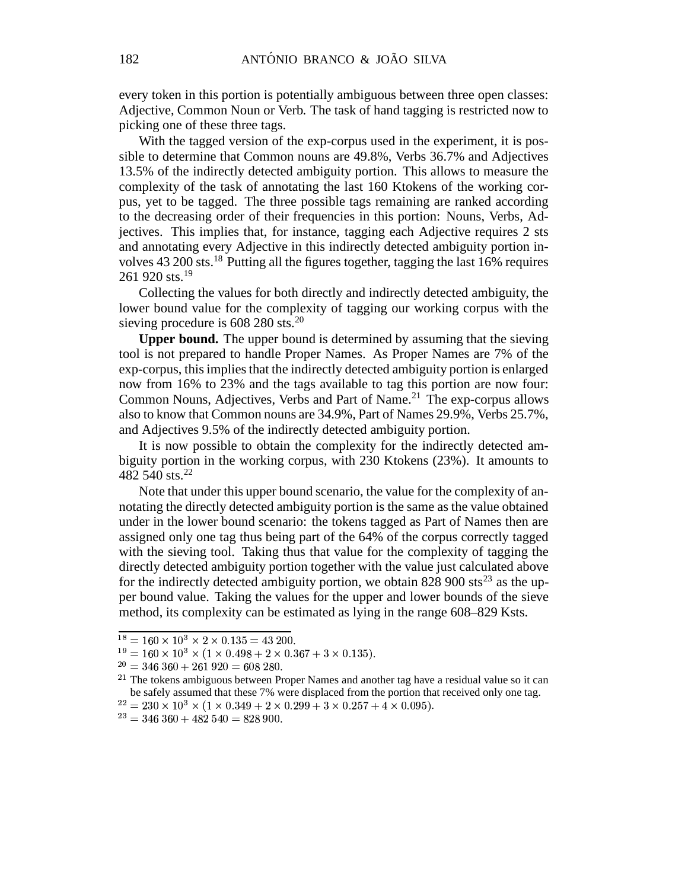every token in this portion is potentially ambiguous between three open classes: Adjective, Common Noun or Verb. The task of hand tagging is restricted now to picking one of these three tags.

With the tagged version of the exp-corpus used in the experiment, it is possible to determine that Common nouns are 49.8%, Verbs 36.7% and Adjectives 13.5% of the indirectly detected ambiguity portion. This allows to measure the complexity of the task of annotating the last 160 Ktokens of the working corpus, yet to be tagged. The three possible tags remaining are ranked according to the decreasing order of their frequencies in this portion: Nouns, Verbs, Adjectives. This implies that, for instance, tagging each Adjective requires 2 sts and annotating every Adjective in this indirectly detected ambiguity portion involves 43 200 sts.[18] Putting all the figures together, tagging the last 16% requires 261 920 sts.[19]

Collecting the values for both directly and indirectly detected ambiguity, the lower bound value for the complexity of tagging our working corpus with the sieving procedure is 608 280 sts.[20]

**Upper bound.** The upper bound is determined by assuming that the sieving tool is not prepared to handle Proper Names. As Proper Names are 7% of the exp-corpus, this implies that the indirectly detected ambiguity portion is enlarged now from 16% to 23% and the tags available to tag this portion are now four: Common Nouns, Adjectives, Verbs and Part of Name.[21] The exp-corpus allows also to know that Common nouns are 34.9%, Part of Names 29.9%, Verbs 25.7%, and Adjectives 9.5% of the indirectly detected ambiguity portion.

It is now possible to obtain the complexity for the indirectly detected ambiguity portion in the working corpus, with 230 Ktokens (23%). It amounts to 482 540 sts.[22]

Note that under this upper bound scenario, the value for the complexity of annotating the directly detected ambiguity portion is the same as the value obtained under in the lower bound scenario: the tokens tagged as Part of Names then are assigned only one tag thus being part of the 64% of the corpus correctly tagged with the sieving tool. Taking thus that value for the complexity of tagging the directly detected ambiguity portion together with the value just calculated above for the indirectly detected ambiguity portion, we obtain 828 900 sts[23] as the upper bound value. Taking the values for the upper and lower bounds of the sieve method, its complexity can be estimated as lying in the range 608–829 Ksts.

---

[18] $= 160 \times 10^3 \times 2 \times 0.135 = 43\,200$.

[19] $= 160 \times 10^3 \times (1 \times 0.498 + 2 \times 0.367 + 3 \times 0.135)$.

[20] $= 346\,360 + 261\,920 = 608\,280$.

[21] The tokens ambiguous between Proper Names and another tag have a residual value so it can be safely assumed that these 7% were displaced from the portion that received only one tag.

[22] $= 230 \times 10^3 \times (1 \times 0.349 + 2 \times 0.299 + 3 \times 0.257 + 4 \times 0.095)$.

[23] $= 346\,360 + 482\,540 = 828\,900$.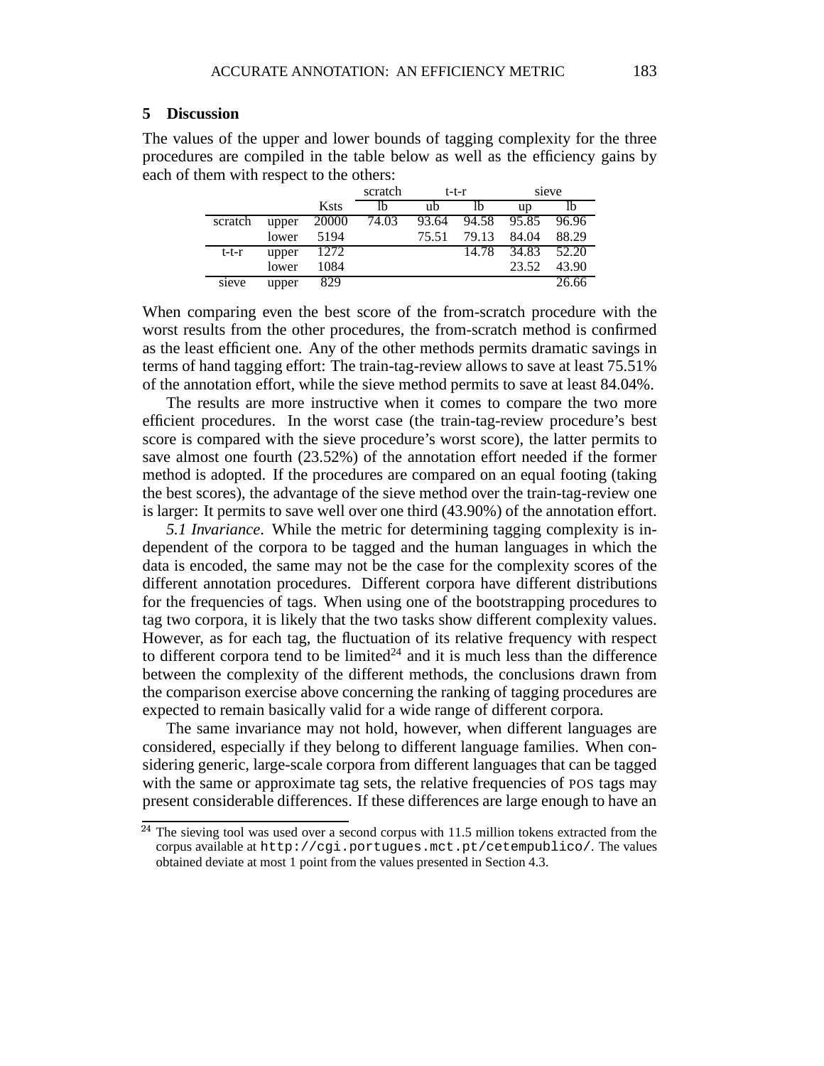## 5 Discussion

The values of the upper and lower bounds of tagging complexity for the three procedures are compiled in the table below as well as the efficiency gains by each of them with respect to the others:

| | | | scratch | t-t-r | | sieve | |
|---|---|---|---|---|---|---|---|
| | | Ksts | lb | ub | lb | up | lb |
| scratch | upper | 20000 | 74.03 | 93.64 | 94.58 | 95.85 | 96.96 |
| | lower | 5194 | | 75.51 | 79.13 | 84.04 | 88.29 |
| t-t-r | upper | 1272 | | | 14.78 | 34.83 | 52.20 |
| | lower | 1084 | | | | 23.52 | 43.90 |
| sieve | upper | 829 | | | | | 26.66 |

When comparing even the best score of the from-scratch procedure with the worst results from the other procedures, the from-scratch method is confirmed as the least efficient one. Any of the other methods permits dramatic savings in terms of hand tagging effort: The train-tag-review allows to save at least 75.51% of the annotation effort, while the sieve method permits to save at least 84.04%.

The results are more instructive when it comes to compare the two more efficient procedures. In the worst case (the train-tag-review procedure's best score is compared with the sieve procedure's worst score), the latter permits to save almost one fourth (23.52%) of the annotation effort needed if the former method is adopted. If the procedures are compared on an equal footing (taking the best scores), the advantage of the sieve method over the train-tag-review one is larger: It permits to save well over one third (43.90%) of the annotation effort.

*5.1 Invariance*. While the metric for determining tagging complexity is independent of the corpora to be tagged and the human languages in which the data is encoded, the same may not be the case for the complexity scores of the different annotation procedures. Different corpora have different distributions for the frequencies of tags. When using one of the bootstrapping procedures to tag two corpora, it is likely that the two tasks show different complexity values. However, as for each tag, the fluctuation of its relative frequency with respect to different corpora tend to be limited[24] and it is much less than the difference between the complexity of the different methods, the conclusions drawn from the comparison exercise above concerning the ranking of tagging procedures are expected to remain basically valid for a wide range of different corpora.

The same invariance may not hold, however, when different languages are considered, especially if they belong to different language families. When considering generic, large-scale corpora from different languages that can be tagged with the same or approximate tag sets, the relative frequencies of POS tags may present considerable differences. If these differences are large enough to have an

[24] The sieving tool was used over a second corpus with 11.5 million tokens extracted from the corpus available at http://cgi.portugues.mct.pt/cetempublico/. The values obtained deviate at most 1 point from the values presented in Section 4.3.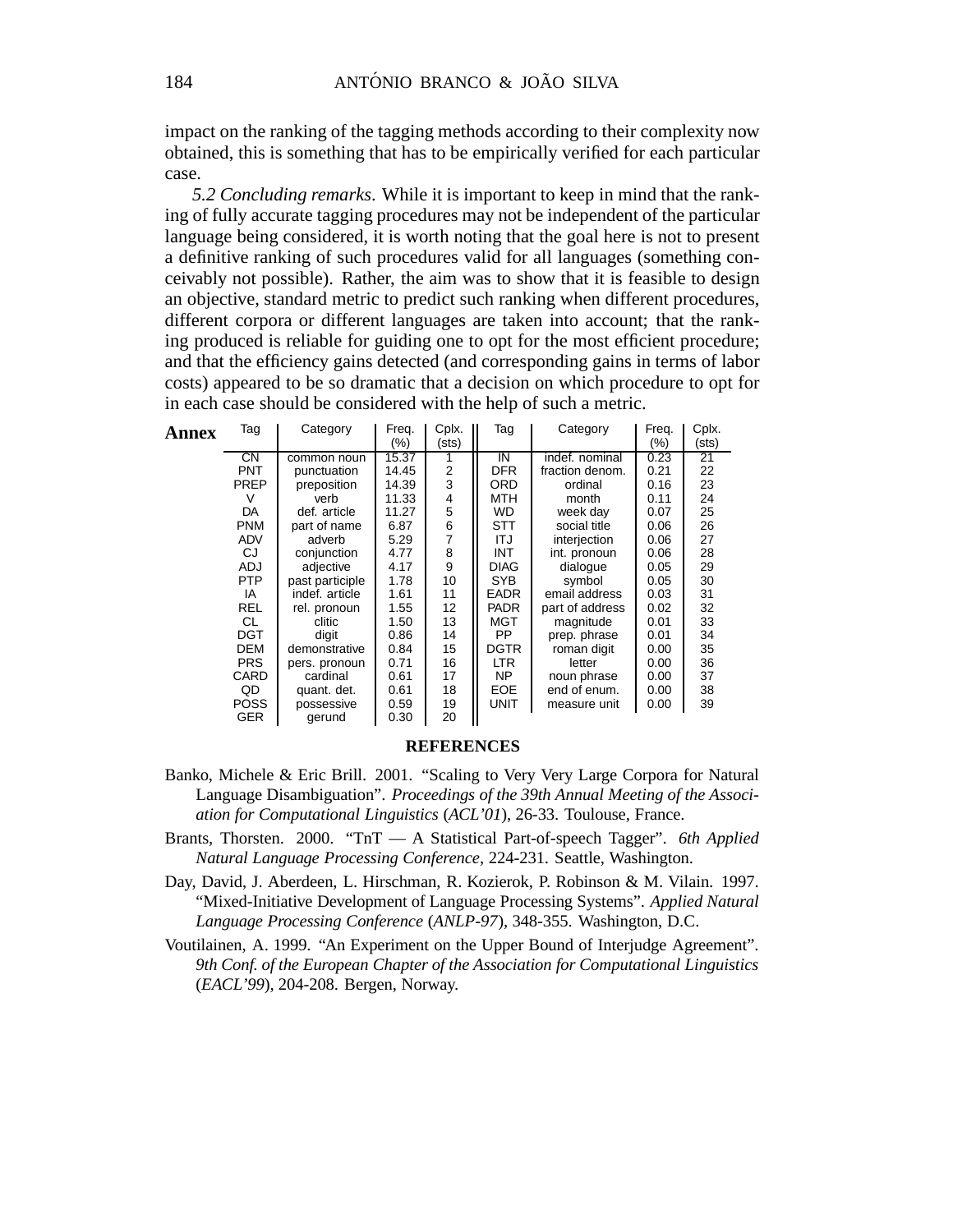impact on the ranking of the tagging methods according to their complexity now obtained, this is something that has to be empirically verified for each particular case.

*5.2 Concluding remarks.* While it is important to keep in mind that the ranking of fully accurate tagging procedures may not be independent of the particular language being considered, it is worth noting that the goal here is not to present a definitive ranking of such procedures valid for all languages (something conceivably not possible). Rather, the aim was to show that it is feasible to design an objective, standard metric to predict such ranking when different procedures, different corpora or different languages are taken into account; that the ranking produced is reliable for guiding one to opt for the most efficient procedure; and that the efficiency gains detected (and corresponding gains in terms of labor costs) appeared to be so dramatic that a decision on which procedure to opt for in each case should be considered with the help of such a metric.

**Annex**

| Tag | Category | Freq. (%) | Cplx. (sts) | Tag | Category | Freq. (%) | Cplx. (sts) |
|---|---|---|---|---|---|---|---|
| CN | common noun | 15.37 | 1 | IN | indef. nominal | 0.23 | 21 |
| PNT | punctuation | 14.45 | 2 | DFR | fraction denom. | 0.21 | 22 |
| PREP | preposition | 14.39 | 3 | ORD | ordinal | 0.16 | 23 |
| V | verb | 11.33 | 4 | MTH | month | 0.11 | 24 |
| DA | def. article | 11.27 | 5 | WD | week day | 0.07 | 25 |
| PNM | part of name | 6.87 | 6 | STT | social title | 0.06 | 26 |
| ADV | adverb | 5.29 | 7 | ITJ | interjection | 0.06 | 27 |
| CJ | conjunction | 4.77 | 8 | INT | int. pronoun | 0.06 | 28 |
| ADJ | adjective | 4.17 | 9 | DIAG | dialogue | 0.05 | 29 |
| PTP | past participle | 1.78 | 10 | SYB | symbol | 0.05 | 30 |
| IA | indef. article | 1.61 | 11 | EADR | email address | 0.03 | 31 |
| REL | rel. pronoun | 1.55 | 12 | PADR | part of address | 0.02 | 32 |
| CL | clitic | 1.50 | 13 | MGT | magnitude | 0.01 | 33 |
| DGT | digit | 0.86 | 14 | PP | prep. phrase | 0.01 | 34 |
| DEM | demonstrative | 0.84 | 15 | DGTR | roman digit | 0.00 | 35 |
| PRS | pers. pronoun | 0.71 | 16 | LTR | letter | 0.00 | 36 |
| CARD | cardinal | 0.61 | 17 | NP | noun phrase | 0.00 | 37 |
| QD | quant. det. | 0.61 | 18 | EOE | end of enum. | 0.00 | 38 |
| POSS | possessive | 0.59 | 19 | UNIT | measure unit | 0.00 | 39 |
| GER | gerund | 0.30 | 20 | | | | |

## REFERENCES

Banko, Michele & Eric Brill. 2001. "Scaling to Very Very Large Corpora for Natural Language Disambiguation". *Proceedings of the 39th Annual Meeting of the Association for Computational Linguistics* (*ACL'01*), 26-33. Toulouse, France.

Brants, Thorsten. 2000. "TnT — A Statistical Part-of-speech Tagger". *6th Applied Natural Language Processing Conference*, 224-231. Seattle, Washington.

Day, David, J. Aberdeen, L. Hirschman, R. Kozierok, P. Robinson & M. Vilain. 1997. "Mixed-Initiative Development of Language Processing Systems". *Applied Natural Language Processing Conference* (*ANLP-97*), 348-355. Washington, D.C.

Voutilainen, A. 1999. "An Experiment on the Upper Bound of Interjudge Agreement". *9th Conf. of the European Chapter of the Association for Computational Linguistics* (*EACL'99*), 204-208. Bergen, Norway.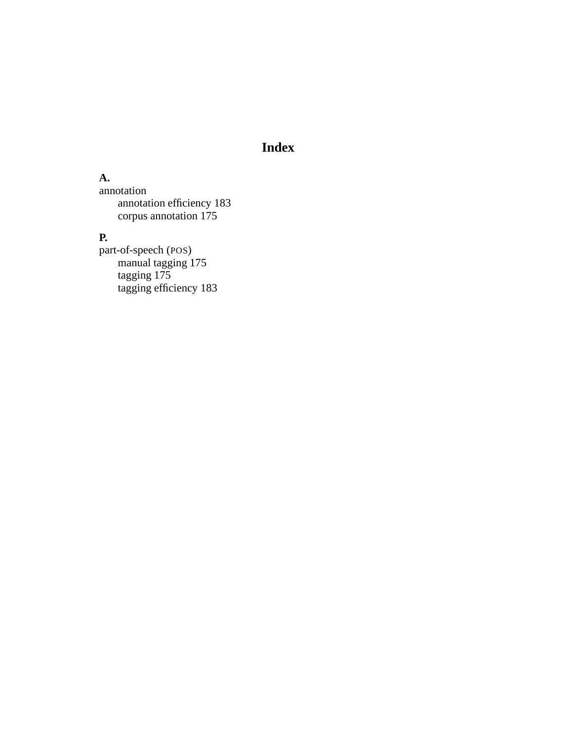# Index

**A.**

annotation

- annotation efficiency 183
- corpus annotation 175

**P.**

part-of-speech (POS)

- manual tagging 175
- tagging 175
- tagging efficiency 183